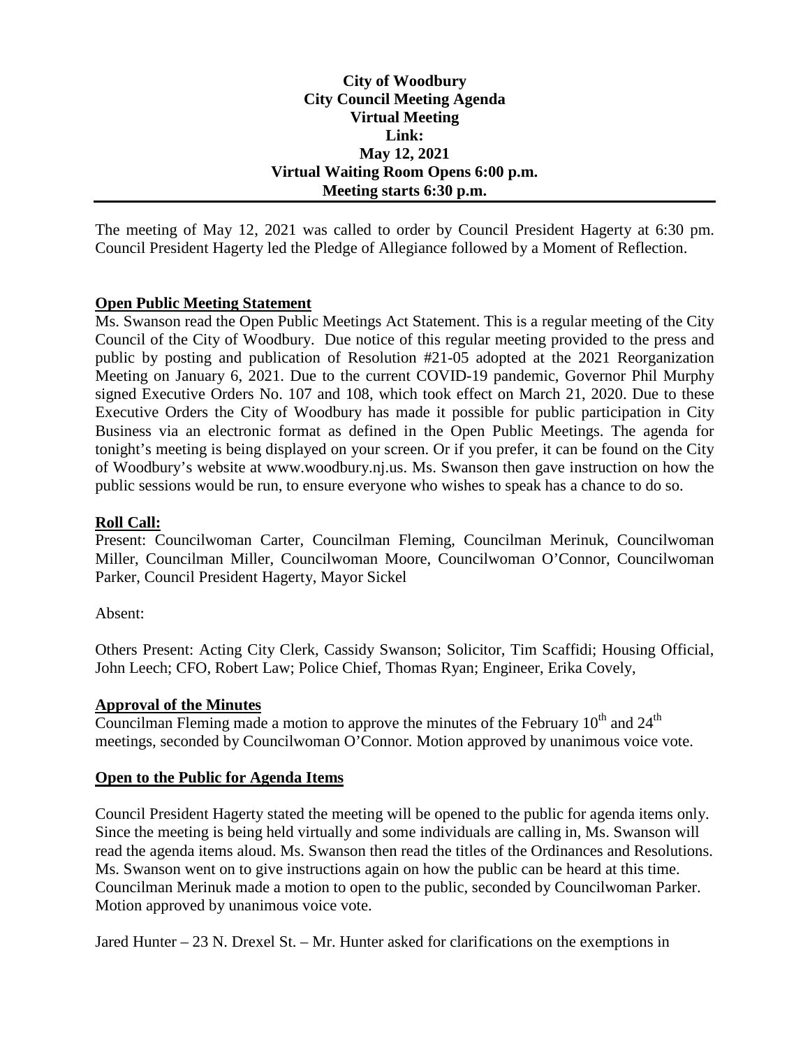**City of Woodbury**
**City Council Meeting Agenda**
**Virtual Meeting**
**Link:**
**May 12, 2021**
**Virtual Waiting Room Opens 6:00 p.m.**
**Meeting starts 6:30 p.m.**

---

The meeting of May 12, 2021 was called to order by Council President Hagerty at 6:30 pm. Council President Hagerty led the Pledge of Allegiance followed by a Moment of Reflection.

**Open Public Meeting Statement**

Ms. Swanson read the Open Public Meetings Act Statement. This is a regular meeting of the City Council of the City of Woodbury. Due notice of this regular meeting provided to the press and public by posting and publication of Resolution #21-05 adopted at the 2021 Reorganization Meeting on January 6, 2021. Due to the current COVID-19 pandemic, Governor Phil Murphy signed Executive Orders No. 107 and 108, which took effect on March 21, 2020. Due to these Executive Orders the City of Woodbury has made it possible for public participation in City Business via an electronic format as defined in the Open Public Meetings. The agenda for tonight's meeting is being displayed on your screen. Or if you prefer, it can be found on the City of Woodbury's website at www.woodbury.nj.us. Ms. Swanson then gave instruction on how the public sessions would be run, to ensure everyone who wishes to speak has a chance to do so.

**Roll Call:**

Present: Councilwoman Carter, Councilman Fleming, Councilman Merinuk, Councilwoman Miller, Councilman Miller, Councilwoman Moore, Councilwoman O'Connor, Councilwoman Parker, Council President Hagerty, Mayor Sickel

Absent:

Others Present: Acting City Clerk, Cassidy Swanson; Solicitor, Tim Scaffidi; Housing Official, John Leech; CFO, Robert Law; Police Chief, Thomas Ryan; Engineer, Erika Covely,

**Approval of the Minutes**

Councilman Fleming made a motion to approve the minutes of the February 10th and 24th meetings, seconded by Councilwoman O'Connor. Motion approved by unanimous voice vote.

**Open to the Public for Agenda Items**

Council President Hagerty stated the meeting will be opened to the public for agenda items only. Since the meeting is being held virtually and some individuals are calling in, Ms. Swanson will read the agenda items aloud. Ms. Swanson then read the titles of the Ordinances and Resolutions. Ms. Swanson went on to give instructions again on how the public can be heard at this time. Councilman Merinuk made a motion to open to the public, seconded by Councilwoman Parker. Motion approved by unanimous voice vote.

Jared Hunter – 23 N. Drexel St. – Mr. Hunter asked for clarifications on the exemptions in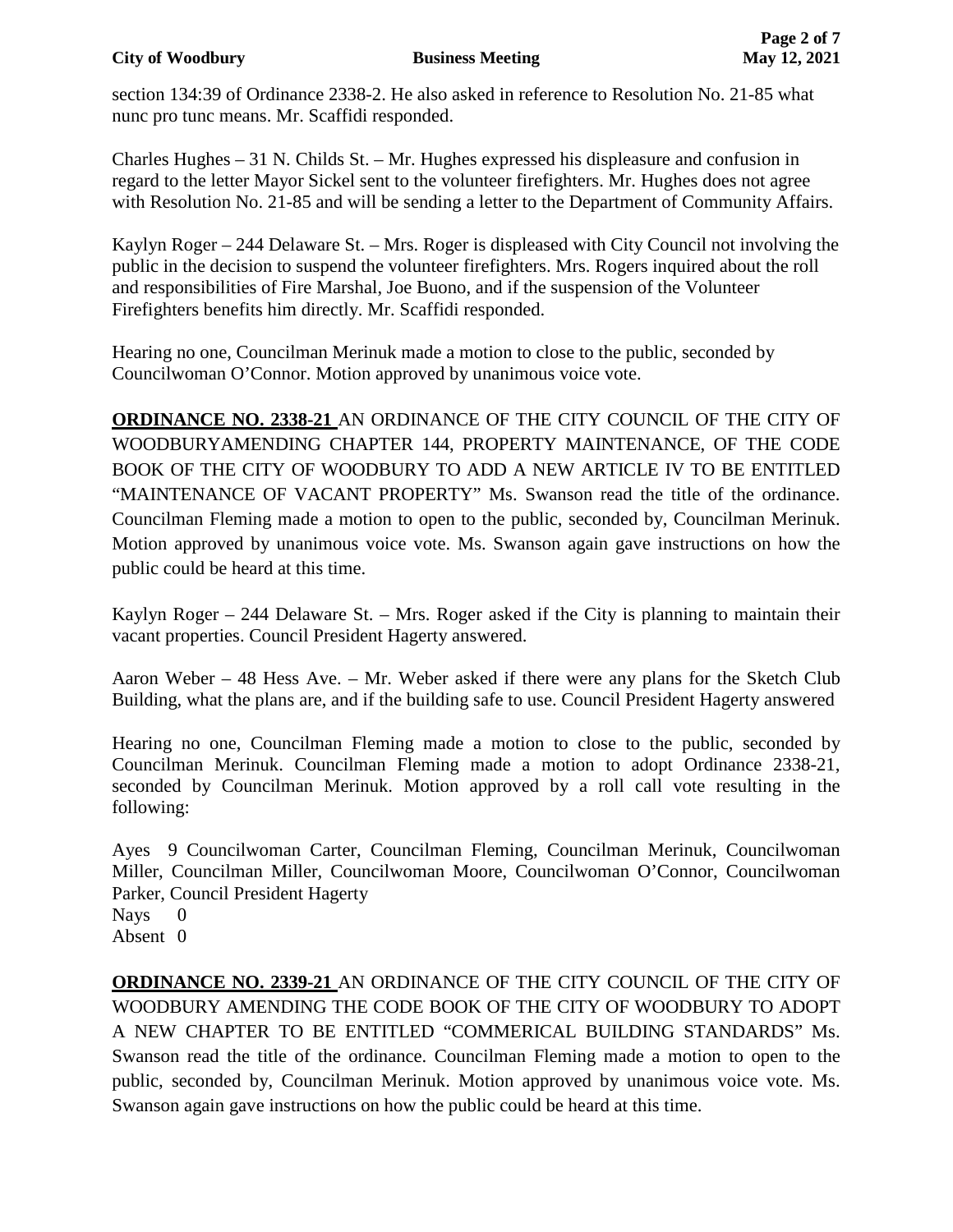section 134:39 of Ordinance 2338-2. He also asked in reference to Resolution No. 21-85 what nunc pro tunc means. Mr. Scaffidi responded.

Charles Hughes – 31 N. Childs St. – Mr. Hughes expressed his displeasure and confusion in regard to the letter Mayor Sickel sent to the volunteer firefighters. Mr. Hughes does not agree with Resolution No. 21-85 and will be sending a letter to the Department of Community Affairs.

Kaylyn Roger – 244 Delaware St. – Mrs. Roger is displeased with City Council not involving the public in the decision to suspend the volunteer firefighters. Mrs. Rogers inquired about the roll and responsibilities of Fire Marshal, Joe Buono, and if the suspension of the Volunteer Firefighters benefits him directly. Mr. Scaffidi responded.

Hearing no one, Councilman Merinuk made a motion to close to the public, seconded by Councilwoman O'Connor. Motion approved by unanimous voice vote.

**ORDINANCE NO. 2338-21** AN ORDINANCE OF THE CITY COUNCIL OF THE CITY OF WOODBURYAMENDING CHAPTER 144, PROPERTY MAINTENANCE, OF THE CODE BOOK OF THE CITY OF WOODBURY TO ADD A NEW ARTICLE IV TO BE ENTITLED "MAINTENANCE OF VACANT PROPERTY" Ms. Swanson read the title of the ordinance. Councilman Fleming made a motion to open to the public, seconded by, Councilman Merinuk. Motion approved by unanimous voice vote. Ms. Swanson again gave instructions on how the public could be heard at this time.

Kaylyn Roger – 244 Delaware St. – Mrs. Roger asked if the City is planning to maintain their vacant properties. Council President Hagerty answered.

Aaron Weber – 48 Hess Ave. – Mr. Weber asked if there were any plans for the Sketch Club Building, what the plans are, and if the building safe to use. Council President Hagerty answered

Hearing no one, Councilman Fleming made a motion to close to the public, seconded by Councilman Merinuk. Councilman Fleming made a motion to adopt Ordinance 2338-21, seconded by Councilman Merinuk. Motion approved by a roll call vote resulting in the following:

Ayes 9 Councilwoman Carter, Councilman Fleming, Councilman Merinuk, Councilwoman Miller, Councilman Miller, Councilwoman Moore, Councilwoman O'Connor, Councilwoman Parker, Council President Hagerty
Nays 0
Absent 0

**ORDINANCE NO. 2339-21** AN ORDINANCE OF THE CITY COUNCIL OF THE CITY OF WOODBURY AMENDING THE CODE BOOK OF THE CITY OF WOODBURY TO ADOPT A NEW CHAPTER TO BE ENTITLED "COMMERICAL BUILDING STANDARDS" Ms. Swanson read the title of the ordinance. Councilman Fleming made a motion to open to the public, seconded by, Councilman Merinuk. Motion approved by unanimous voice vote. Ms. Swanson again gave instructions on how the public could be heard at this time.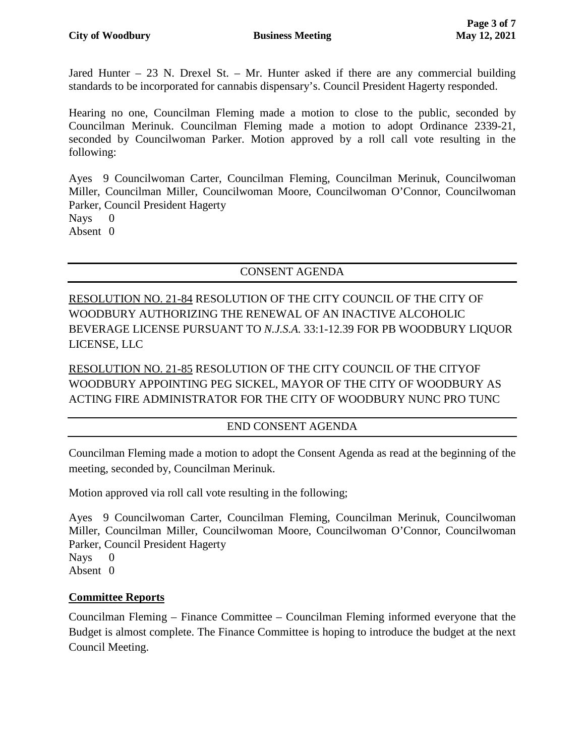Jared Hunter – 23 N. Drexel St. – Mr. Hunter asked if there are any commercial building standards to be incorporated for cannabis dispensary's. Council President Hagerty responded.

Hearing no one, Councilman Fleming made a motion to close to the public, seconded by Councilman Merinuk. Councilman Fleming made a motion to adopt Ordinance 2339-21, seconded by Councilwoman Parker. Motion approved by a roll call vote resulting in the following:

Ayes 9 Councilwoman Carter, Councilman Fleming, Councilman Merinuk, Councilwoman Miller, Councilman Miller, Councilwoman Moore, Councilwoman O'Connor, Councilwoman Parker, Council President Hagerty
Nays 0
Absent 0

---

CONSENT AGENDA

---

RESOLUTION NO. 21-84 RESOLUTION OF THE CITY COUNCIL OF THE CITY OF WOODBURY AUTHORIZING THE RENEWAL OF AN INACTIVE ALCOHOLIC BEVERAGE LICENSE PURSUANT TO *N.J.S.A.* 33:1-12.39 FOR PB WOODBURY LIQUOR LICENSE, LLC

RESOLUTION NO. 21-85 RESOLUTION OF THE CITY COUNCIL OF THE CITYOF WOODBURY APPOINTING PEG SICKEL, MAYOR OF THE CITY OF WOODBURY AS ACTING FIRE ADMINISTRATOR FOR THE CITY OF WOODBURY NUNC PRO TUNC

---

END CONSENT AGENDA

---

Councilman Fleming made a motion to adopt the Consent Agenda as read at the beginning of the meeting, seconded by, Councilman Merinuk.

Motion approved via roll call vote resulting in the following;

Ayes 9 Councilwoman Carter, Councilman Fleming, Councilman Merinuk, Councilwoman Miller, Councilman Miller, Councilwoman Moore, Councilwoman O'Connor, Councilwoman Parker, Council President Hagerty
Nays 0
Absent 0

**Committee Reports**

Councilman Fleming – Finance Committee – Councilman Fleming informed everyone that the Budget is almost complete. The Finance Committee is hoping to introduce the budget at the next Council Meeting.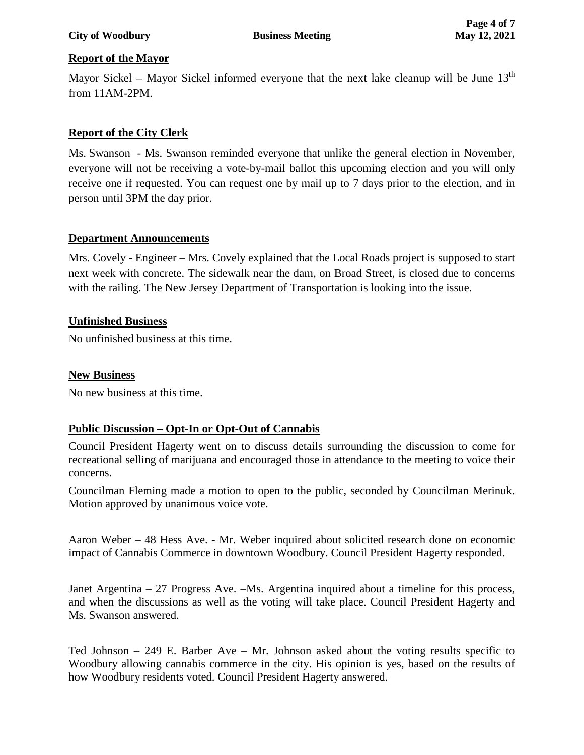## Report of the Mayor

Mayor Sickel – Mayor Sickel informed everyone that the next lake cleanup will be June 13th from 11AM-2PM.

## Report of the City Clerk

Ms. Swanson - Ms. Swanson reminded everyone that unlike the general election in November, everyone will not be receiving a vote-by-mail ballot this upcoming election and you will only receive one if requested. You can request one by mail up to 7 days prior to the election, and in person until 3PM the day prior.

## Department Announcements

Mrs. Covely - Engineer – Mrs. Covely explained that the Local Roads project is supposed to start next week with concrete. The sidewalk near the dam, on Broad Street, is closed due to concerns with the railing. The New Jersey Department of Transportation is looking into the issue.

## Unfinished Business

No unfinished business at this time.

## New Business

No new business at this time.

## Public Discussion – Opt-In or Opt-Out of Cannabis

Council President Hagerty went on to discuss details surrounding the discussion to come for recreational selling of marijuana and encouraged those in attendance to the meeting to voice their concerns.

Councilman Fleming made a motion to open to the public, seconded by Councilman Merinuk. Motion approved by unanimous voice vote.

Aaron Weber – 48 Hess Ave. - Mr. Weber inquired about solicited research done on economic impact of Cannabis Commerce in downtown Woodbury. Council President Hagerty responded.

Janet Argentina – 27 Progress Ave. –Ms. Argentina inquired about a timeline for this process, and when the discussions as well as the voting will take place. Council President Hagerty and Ms. Swanson answered.

Ted Johnson – 249 E. Barber Ave – Mr. Johnson asked about the voting results specific to Woodbury allowing cannabis commerce in the city. His opinion is yes, based on the results of how Woodbury residents voted. Council President Hagerty answered.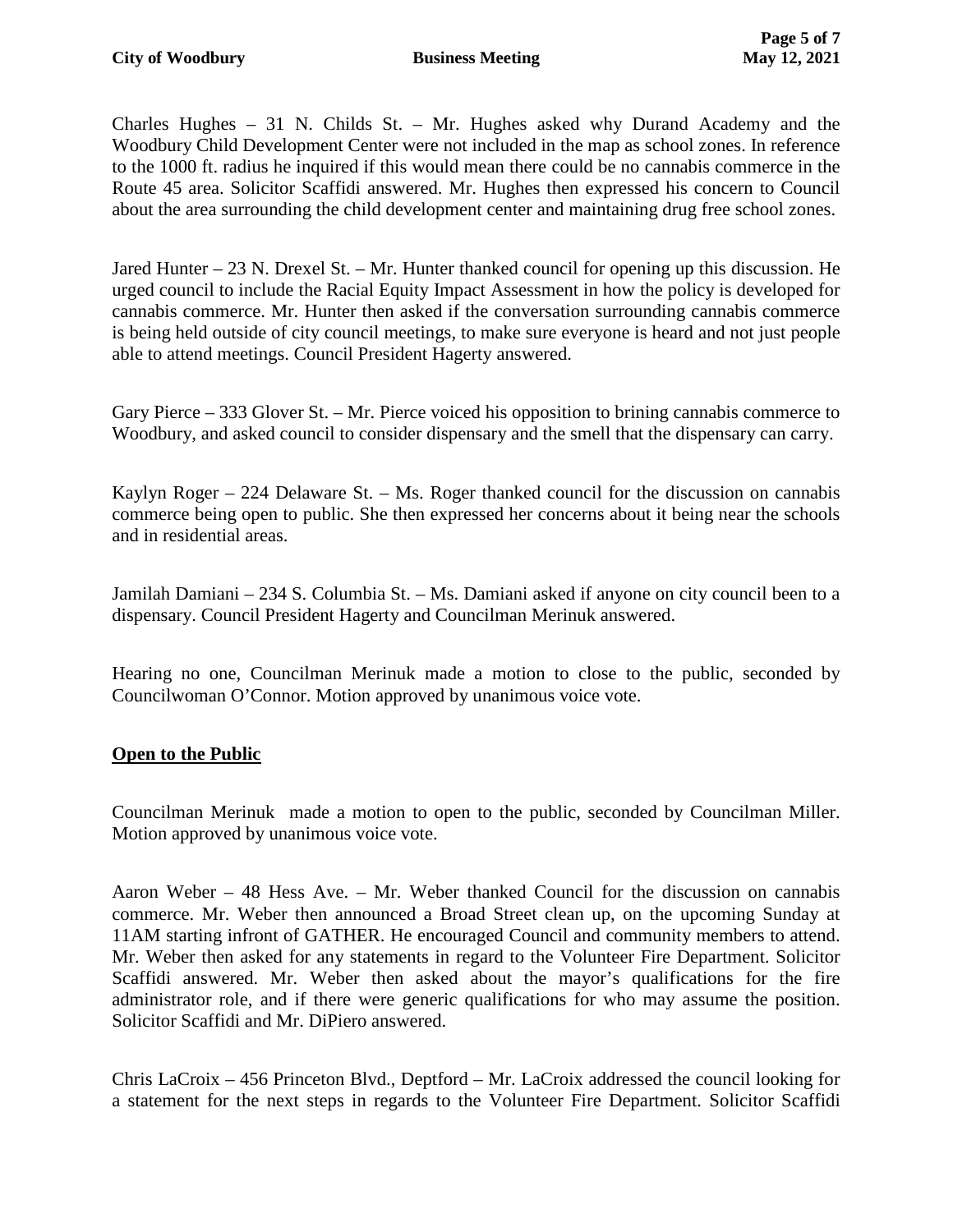Charles Hughes – 31 N. Childs St. – Mr. Hughes asked why Durand Academy and the Woodbury Child Development Center were not included in the map as school zones. In reference to the 1000 ft. radius he inquired if this would mean there could be no cannabis commerce in the Route 45 area. Solicitor Scaffidi answered. Mr. Hughes then expressed his concern to Council about the area surrounding the child development center and maintaining drug free school zones.

Jared Hunter – 23 N. Drexel St. – Mr. Hunter thanked council for opening up this discussion. He urged council to include the Racial Equity Impact Assessment in how the policy is developed for cannabis commerce. Mr. Hunter then asked if the conversation surrounding cannabis commerce is being held outside of city council meetings, to make sure everyone is heard and not just people able to attend meetings. Council President Hagerty answered.

Gary Pierce – 333 Glover St. – Mr. Pierce voiced his opposition to brining cannabis commerce to Woodbury, and asked council to consider dispensary and the smell that the dispensary can carry.

Kaylyn Roger – 224 Delaware St. – Ms. Roger thanked council for the discussion on cannabis commerce being open to public. She then expressed her concerns about it being near the schools and in residential areas.

Jamilah Damiani – 234 S. Columbia St. – Ms. Damiani asked if anyone on city council been to a dispensary. Council President Hagerty and Councilman Merinuk answered.

Hearing no one, Councilman Merinuk made a motion to close to the public, seconded by Councilwoman O'Connor. Motion approved by unanimous voice vote.

## **Open to the Public**

Councilman Merinuk made a motion to open to the public, seconded by Councilman Miller. Motion approved by unanimous voice vote.

Aaron Weber – 48 Hess Ave. – Mr. Weber thanked Council for the discussion on cannabis commerce. Mr. Weber then announced a Broad Street clean up, on the upcoming Sunday at 11AM starting infront of GATHER. He encouraged Council and community members to attend. Mr. Weber then asked for any statements in regard to the Volunteer Fire Department. Solicitor Scaffidi answered. Mr. Weber then asked about the mayor's qualifications for the fire administrator role, and if there were generic qualifications for who may assume the position. Solicitor Scaffidi and Mr. DiPiero answered.

Chris LaCroix – 456 Princeton Blvd., Deptford – Mr. LaCroix addressed the council looking for a statement for the next steps in regards to the Volunteer Fire Department. Solicitor Scaffidi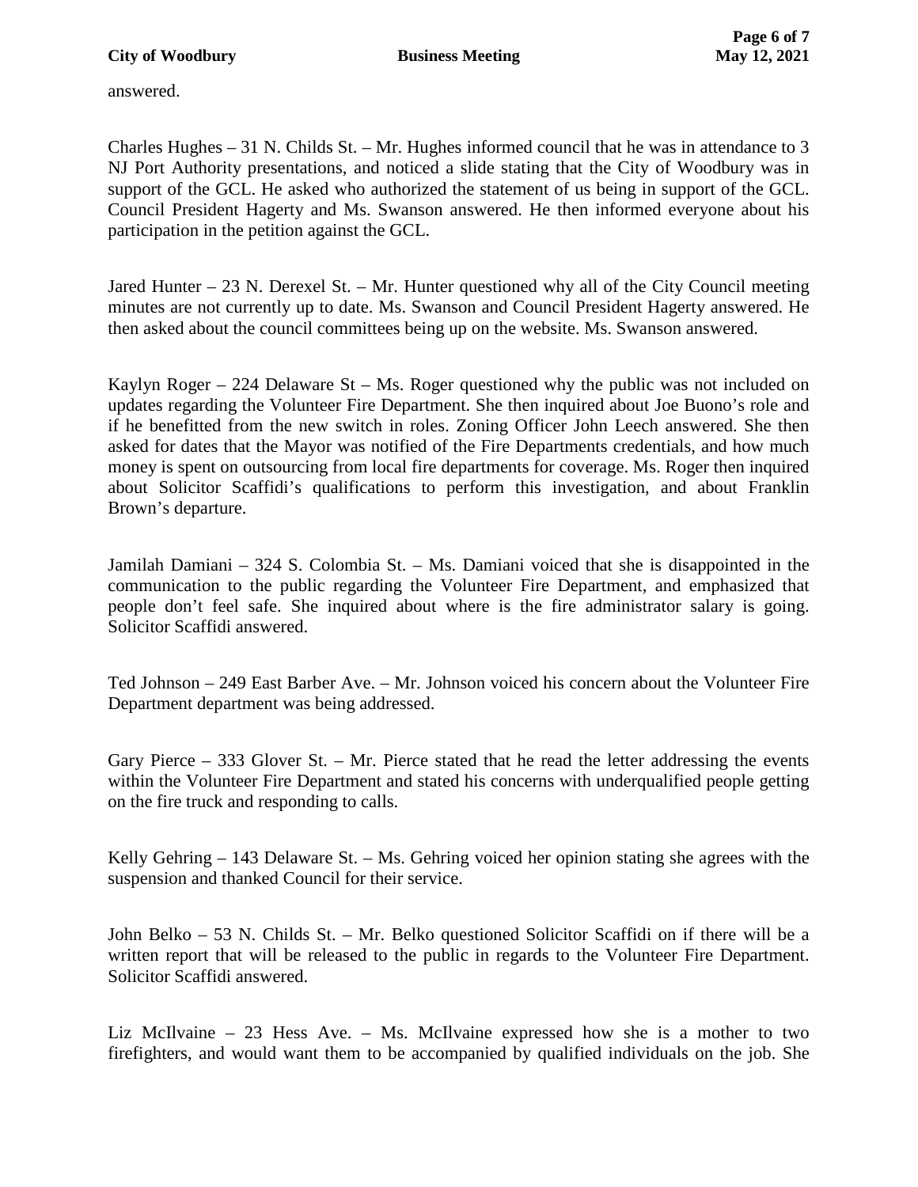answered.

Charles Hughes – 31 N. Childs St. – Mr. Hughes informed council that he was in attendance to 3 NJ Port Authority presentations, and noticed a slide stating that the City of Woodbury was in support of the GCL. He asked who authorized the statement of us being in support of the GCL. Council President Hagerty and Ms. Swanson answered. He then informed everyone about his participation in the petition against the GCL.

Jared Hunter – 23 N. Derexel St. – Mr. Hunter questioned why all of the City Council meeting minutes are not currently up to date. Ms. Swanson and Council President Hagerty answered. He then asked about the council committees being up on the website. Ms. Swanson answered.

Kaylyn Roger – 224 Delaware St – Ms. Roger questioned why the public was not included on updates regarding the Volunteer Fire Department. She then inquired about Joe Buono's role and if he benefitted from the new switch in roles. Zoning Officer John Leech answered. She then asked for dates that the Mayor was notified of the Fire Departments credentials, and how much money is spent on outsourcing from local fire departments for coverage. Ms. Roger then inquired about Solicitor Scaffidi's qualifications to perform this investigation, and about Franklin Brown's departure.

Jamilah Damiani – 324 S. Colombia St. – Ms. Damiani voiced that she is disappointed in the communication to the public regarding the Volunteer Fire Department, and emphasized that people don't feel safe. She inquired about where is the fire administrator salary is going. Solicitor Scaffidi answered.

Ted Johnson – 249 East Barber Ave. – Mr. Johnson voiced his concern about the Volunteer Fire Department department was being addressed.

Gary Pierce – 333 Glover St. – Mr. Pierce stated that he read the letter addressing the events within the Volunteer Fire Department and stated his concerns with underqualified people getting on the fire truck and responding to calls.

Kelly Gehring – 143 Delaware St. – Ms. Gehring voiced her opinion stating she agrees with the suspension and thanked Council for their service.

John Belko – 53 N. Childs St. – Mr. Belko questioned Solicitor Scaffidi on if there will be a written report that will be released to the public in regards to the Volunteer Fire Department. Solicitor Scaffidi answered.

Liz McIlvaine – 23 Hess Ave. – Ms. McIlvaine expressed how she is a mother to two firefighters, and would want them to be accompanied by qualified individuals on the job. She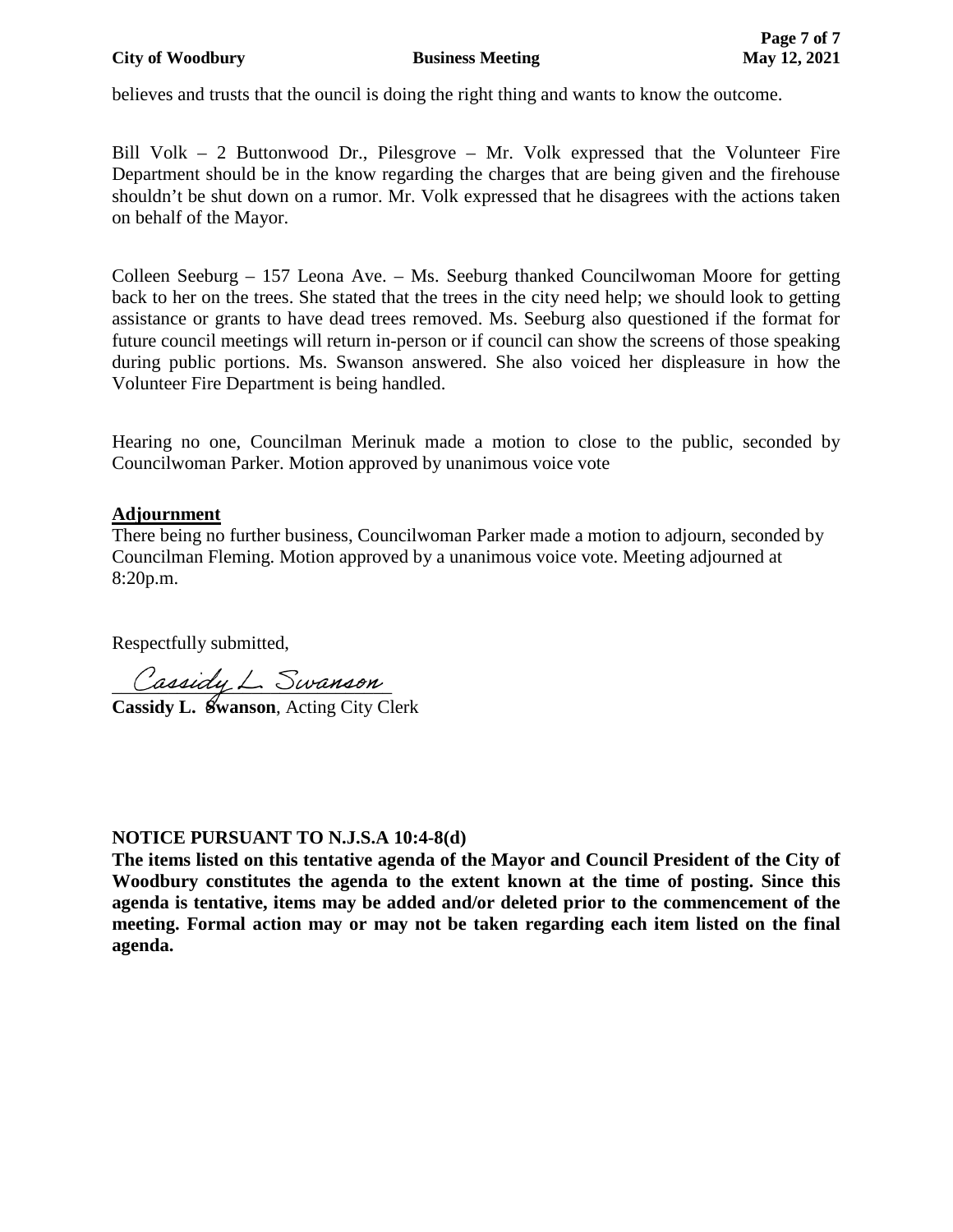believes and trusts that the ouncil is doing the right thing and wants to know the outcome.

Bill Volk – 2 Buttonwood Dr., Pilesgrove – Mr. Volk expressed that the Volunteer Fire Department should be in the know regarding the charges that are being given and the firehouse shouldn't be shut down on a rumor. Mr. Volk expressed that he disagrees with the actions taken on behalf of the Mayor.

Colleen Seeburg – 157 Leona Ave. – Ms. Seeburg thanked Councilwoman Moore for getting back to her on the trees. She stated that the trees in the city need help; we should look to getting assistance or grants to have dead trees removed. Ms. Seeburg also questioned if the format for future council meetings will return in-person or if council can show the screens of those speaking during public portions. Ms. Swanson answered. She also voiced her displeasure in how the Volunteer Fire Department is being handled.

Hearing no one, Councilman Merinuk made a motion to close to the public, seconded by Councilwoman Parker. Motion approved by unanimous voice vote

**Adjournment**

There being no further business, Councilwoman Parker made a motion to adjourn, seconded by Councilman Fleming. Motion approved by a unanimous voice vote. Meeting adjourned at 8:20p.m.

Respectfully submitted,

*Cassidy L. Swanson*

**Cassidy L. Swanson**, Acting City Clerk

**NOTICE PURSUANT TO N.J.S.A 10:4-8(d)**

**The items listed on this tentative agenda of the Mayor and Council President of the City of Woodbury constitutes the agenda to the extent known at the time of posting. Since this agenda is tentative, items may be added and/or deleted prior to the commencement of the meeting. Formal action may or may not be taken regarding each item listed on the final agenda.**